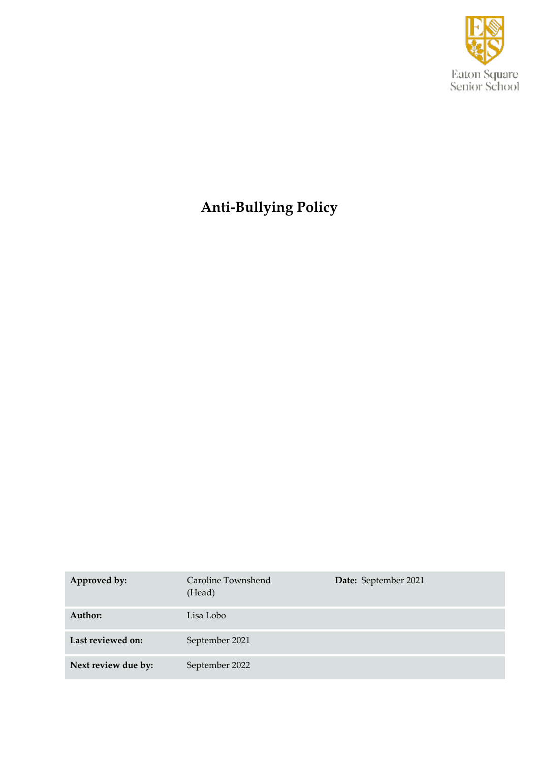Eaton Square Senior School

# Anti-Bullying Policy

| | | | |
|---|---|---|---|
| **Approved by:** | Caroline Townshend (Head) | **Date:** | September 2021 |
| **Author:** | Lisa Lobo | | |
| **Last reviewed on:** | September 2021 | | |
| **Next review due by:** | September 2022 | | |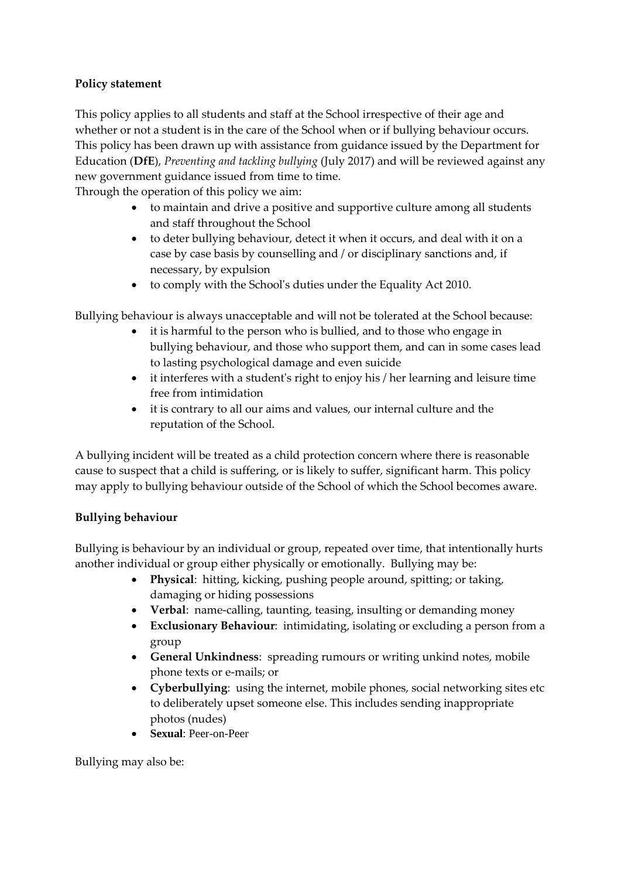**Policy statement**

This policy applies to all students and staff at the School irrespective of their age and whether or not a student is in the care of the School when or if bullying behaviour occurs. This policy has been drawn up with assistance from guidance issued by the Department for Education (**DfE**), *Preventing and tackling bullying* (July 2017) and will be reviewed against any new government guidance issued from time to time.

Through the operation of this policy we aim:

- to maintain and drive a positive and supportive culture among all students and staff throughout the School
- to deter bullying behaviour, detect it when it occurs, and deal with it on a case by case basis by counselling and / or disciplinary sanctions and, if necessary, by expulsion
- to comply with the School's duties under the Equality Act 2010.

Bullying behaviour is always unacceptable and will not be tolerated at the School because:

- it is harmful to the person who is bullied, and to those who engage in bullying behaviour, and those who support them, and can in some cases lead to lasting psychological damage and even suicide
- it interferes with a student's right to enjoy his / her learning and leisure time free from intimidation
- it is contrary to all our aims and values, our internal culture and the reputation of the School.

A bullying incident will be treated as a child protection concern where there is reasonable cause to suspect that a child is suffering, or is likely to suffer, significant harm. This policy may apply to bullying behaviour outside of the School of which the School becomes aware.

**Bullying behaviour**

Bullying is behaviour by an individual or group, repeated over time, that intentionally hurts another individual or group either physically or emotionally. Bullying may be:

- **Physical**: hitting, kicking, pushing people around, spitting; or taking, damaging or hiding possessions
- **Verbal**: name-calling, taunting, teasing, insulting or demanding money
- **Exclusionary Behaviour**: intimidating, isolating or excluding a person from a group
- **General Unkindness**: spreading rumours or writing unkind notes, mobile phone texts or e-mails; or
- **Cyberbullying**: using the internet, mobile phones, social networking sites etc to deliberately upset someone else. This includes sending inappropriate photos (nudes)
- **Sexual**: Peer-on-Peer

Bullying may also be: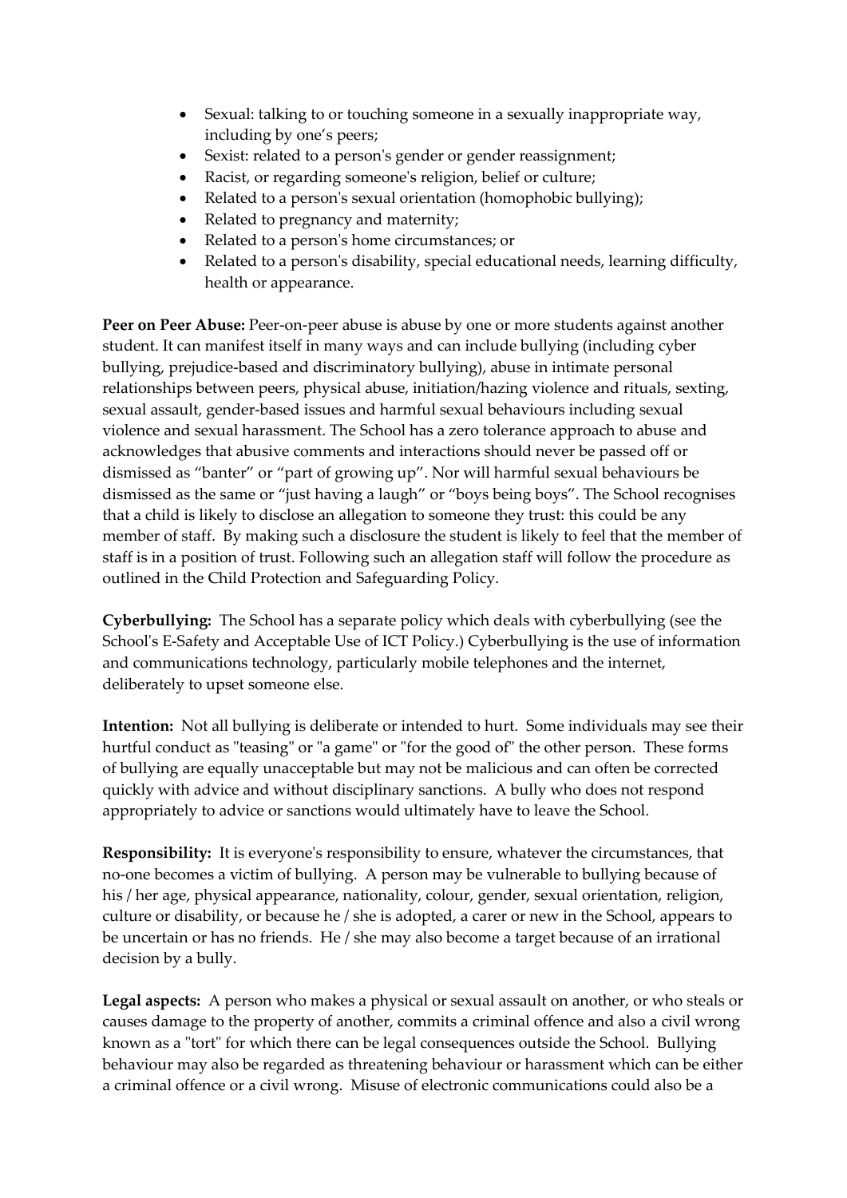- Sexual: talking to or touching someone in a sexually inappropriate way, including by one's peers;
- Sexist: related to a person's gender or gender reassignment;
- Racist, or regarding someone's religion, belief or culture;
- Related to a person's sexual orientation (homophobic bullying);
- Related to pregnancy and maternity;
- Related to a person's home circumstances; or
- Related to a person's disability, special educational needs, learning difficulty, health or appearance.

**Peer on Peer Abuse:** Peer-on-peer abuse is abuse by one or more students against another student. It can manifest itself in many ways and can include bullying (including cyber bullying, prejudice-based and discriminatory bullying), abuse in intimate personal relationships between peers, physical abuse, initiation/hazing violence and rituals, sexting, sexual assault, gender-based issues and harmful sexual behaviours including sexual violence and sexual harassment. The School has a zero tolerance approach to abuse and acknowledges that abusive comments and interactions should never be passed off or dismissed as "banter" or "part of growing up". Nor will harmful sexual behaviours be dismissed as the same or "just having a laugh" or "boys being boys". The School recognises that a child is likely to disclose an allegation to someone they trust: this could be any member of staff. By making such a disclosure the student is likely to feel that the member of staff is in a position of trust. Following such an allegation staff will follow the procedure as outlined in the Child Protection and Safeguarding Policy.

**Cyberbullying:** The School has a separate policy which deals with cyberbullying (see the School's E-Safety and Acceptable Use of ICT Policy.) Cyberbullying is the use of information and communications technology, particularly mobile telephones and the internet, deliberately to upset someone else.

**Intention:** Not all bullying is deliberate or intended to hurt. Some individuals may see their hurtful conduct as "teasing" or "a game" or "for the good of" the other person. These forms of bullying are equally unacceptable but may not be malicious and can often be corrected quickly with advice and without disciplinary sanctions. A bully who does not respond appropriately to advice or sanctions would ultimately have to leave the School.

**Responsibility:** It is everyone's responsibility to ensure, whatever the circumstances, that no-one becomes a victim of bullying. A person may be vulnerable to bullying because of his / her age, physical appearance, nationality, colour, gender, sexual orientation, religion, culture or disability, or because he / she is adopted, a carer or new in the School, appears to be uncertain or has no friends. He / she may also become a target because of an irrational decision by a bully.

**Legal aspects:** A person who makes a physical or sexual assault on another, or who steals or causes damage to the property of another, commits a criminal offence and also a civil wrong known as a "tort" for which there can be legal consequences outside the School. Bullying behaviour may also be regarded as threatening behaviour or harassment which can be either a criminal offence or a civil wrong. Misuse of electronic communications could also be a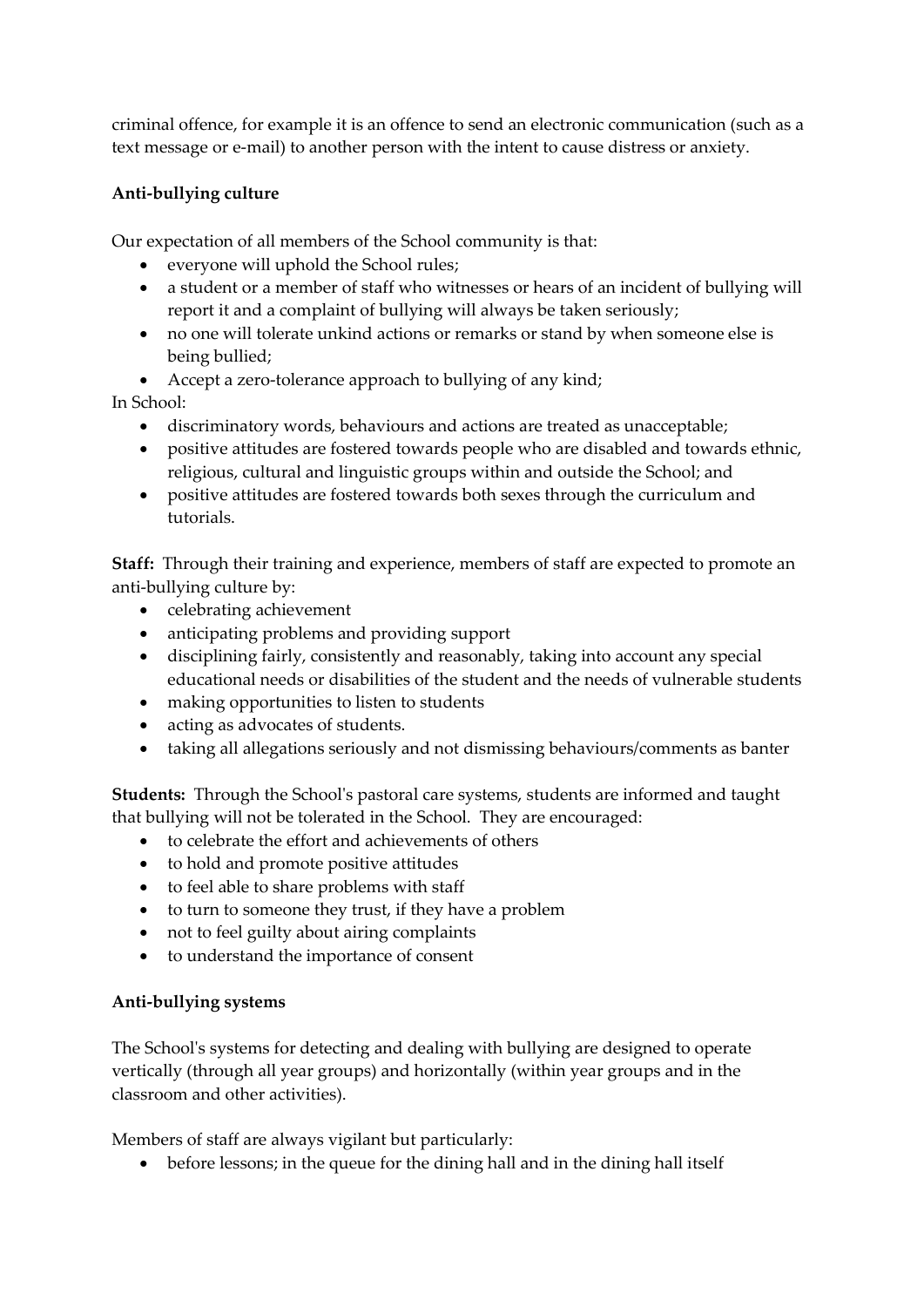criminal offence, for example it is an offence to send an electronic communication (such as a text message or e-mail) to another person with the intent to cause distress or anxiety.

**Anti-bullying culture**

Our expectation of all members of the School community is that:

- everyone will uphold the School rules;
- a student or a member of staff who witnesses or hears of an incident of bullying will report it and a complaint of bullying will always be taken seriously;
- no one will tolerate unkind actions or remarks or stand by when someone else is being bullied;
- Accept a zero-tolerance approach to bullying of any kind;

In School:

- discriminatory words, behaviours and actions are treated as unacceptable;
- positive attitudes are fostered towards people who are disabled and towards ethnic, religious, cultural and linguistic groups within and outside the School; and
- positive attitudes are fostered towards both sexes through the curriculum and tutorials.

**Staff:** Through their training and experience, members of staff are expected to promote an anti-bullying culture by:

- celebrating achievement
- anticipating problems and providing support
- disciplining fairly, consistently and reasonably, taking into account any special educational needs or disabilities of the student and the needs of vulnerable students
- making opportunities to listen to students
- acting as advocates of students.
- taking all allegations seriously and not dismissing behaviours/comments as banter

**Students:** Through the School's pastoral care systems, students are informed and taught that bullying will not be tolerated in the School. They are encouraged:

- to celebrate the effort and achievements of others
- to hold and promote positive attitudes
- to feel able to share problems with staff
- to turn to someone they trust, if they have a problem
- not to feel guilty about airing complaints
- to understand the importance of consent

**Anti-bullying systems**

The School's systems for detecting and dealing with bullying are designed to operate vertically (through all year groups) and horizontally (within year groups and in the classroom and other activities).

Members of staff are always vigilant but particularly:

- before lessons; in the queue for the dining hall and in the dining hall itself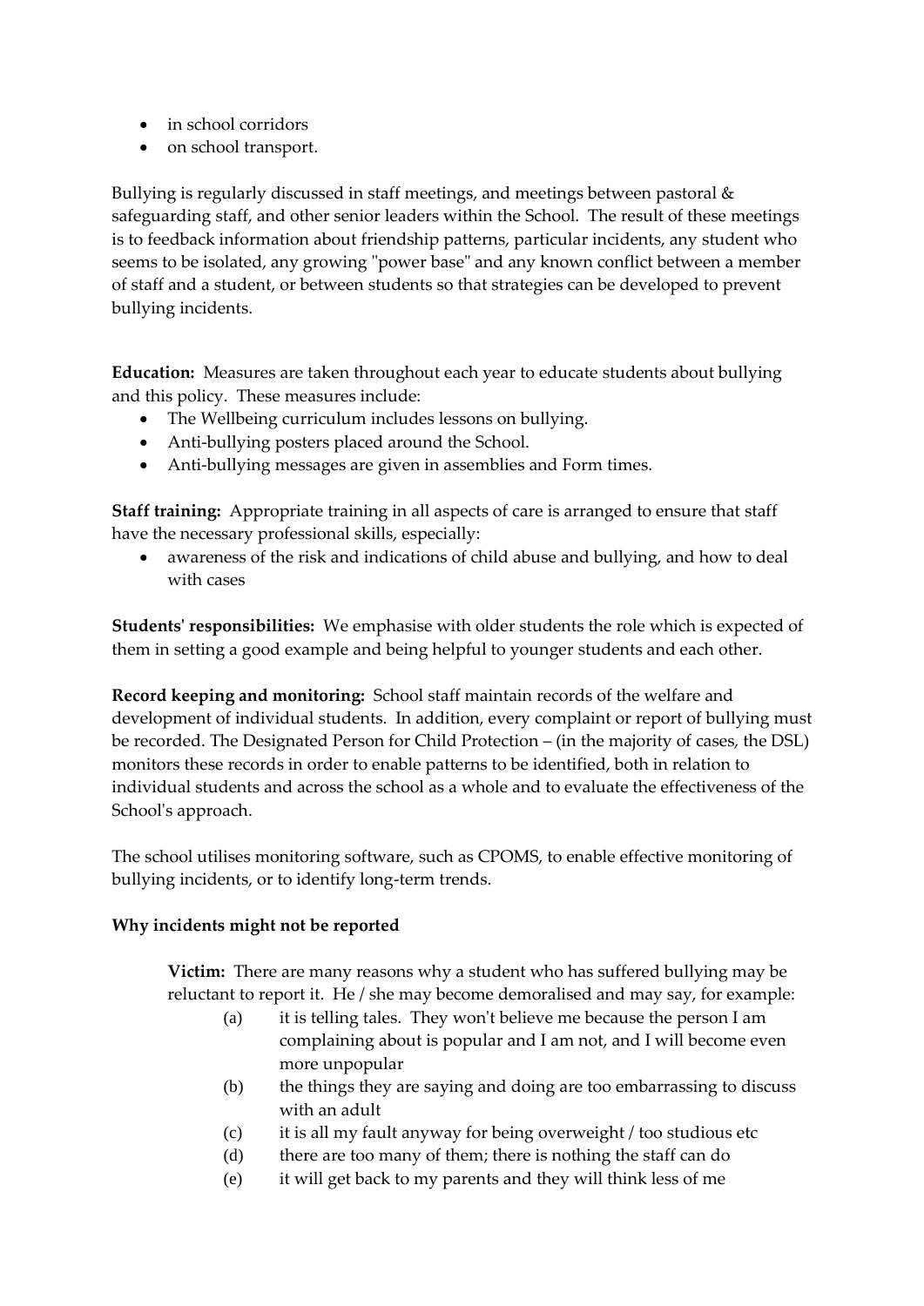- in school corridors
- on school transport.

Bullying is regularly discussed in staff meetings, and meetings between pastoral & safeguarding staff, and other senior leaders within the School. The result of these meetings is to feedback information about friendship patterns, particular incidents, any student who seems to be isolated, any growing "power base" and any known conflict between a member of staff and a student, or between students so that strategies can be developed to prevent bullying incidents.

**Education:** Measures are taken throughout each year to educate students about bullying and this policy. These measures include:

- The Wellbeing curriculum includes lessons on bullying.
- Anti-bullying posters placed around the School.
- Anti-bullying messages are given in assemblies and Form times.

**Staff training:** Appropriate training in all aspects of care is arranged to ensure that staff have the necessary professional skills, especially:

- awareness of the risk and indications of child abuse and bullying, and how to deal with cases

**Students' responsibilities:** We emphasise with older students the role which is expected of them in setting a good example and being helpful to younger students and each other.

**Record keeping and monitoring:** School staff maintain records of the welfare and development of individual students. In addition, every complaint or report of bullying must be recorded. The Designated Person for Child Protection – (in the majority of cases, the DSL) monitors these records in order to enable patterns to be identified, both in relation to individual students and across the school as a whole and to evaluate the effectiveness of the School's approach.

The school utilises monitoring software, such as CPOMS, to enable effective monitoring of bullying incidents, or to identify long-term trends.

**Why incidents might not be reported**

**Victim:** There are many reasons why a student who has suffered bullying may be reluctant to report it. He / she may become demoralised and may say, for example:

(a) it is telling tales. They won't believe me because the person I am complaining about is popular and I am not, and I will become even more unpopular

(b) the things they are saying and doing are too embarrassing to discuss with an adult

(c) it is all my fault anyway for being overweight / too studious etc

(d) there are too many of them; there is nothing the staff can do

(e) it will get back to my parents and they will think less of me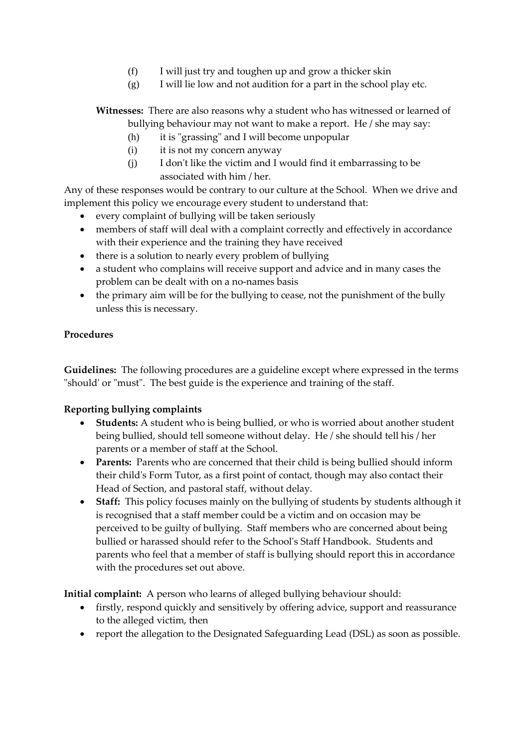(f) I will just try and toughen up and grow a thicker skin

(g) I will lie low and not audition for a part in the school play etc.

**Witnesses:** There are also reasons why a student who has witnessed or learned of bullying behaviour may not want to make a report. He / she may say:

(h) it is "grassing" and I will become unpopular

(i) it is not my concern anyway

(j) I don't like the victim and I would find it embarrassing to be associated with him / her.

Any of these responses would be contrary to our culture at the School. When we drive and implement this policy we encourage every student to understand that:

- every complaint of bullying will be taken seriously
- members of staff will deal with a complaint correctly and effectively in accordance with their experience and the training they have received
- there is a solution to nearly every problem of bullying
- a student who complains will receive support and advice and in many cases the problem can be dealt with on a no-names basis
- the primary aim will be for the bullying to cease, not the punishment of the bully unless this is necessary.

**Procedures**

**Guidelines:** The following procedures are a guideline except where expressed in the terms "should' or "must". The best guide is the experience and training of the staff.

**Reporting bullying complaints**

- **Students:** A student who is being bullied, or who is worried about another student being bullied, should tell someone without delay. He / she should tell his / her parents or a member of staff at the School.
- **Parents:** Parents who are concerned that their child is being bullied should inform their child's Form Tutor, as a first point of contact, though may also contact their Head of Section, and pastoral staff, without delay.
- **Staff:** This policy focuses mainly on the bullying of students by students although it is recognised that a staff member could be a victim and on occasion may be perceived to be guilty of bullying. Staff members who are concerned about being bullied or harassed should refer to the School's Staff Handbook. Students and parents who feel that a member of staff is bullying should report this in accordance with the procedures set out above.

**Initial complaint:** A person who learns of alleged bullying behaviour should:

- firstly, respond quickly and sensitively by offering advice, support and reassurance to the alleged victim, then
- report the allegation to the Designated Safeguarding Lead (DSL) as soon as possible.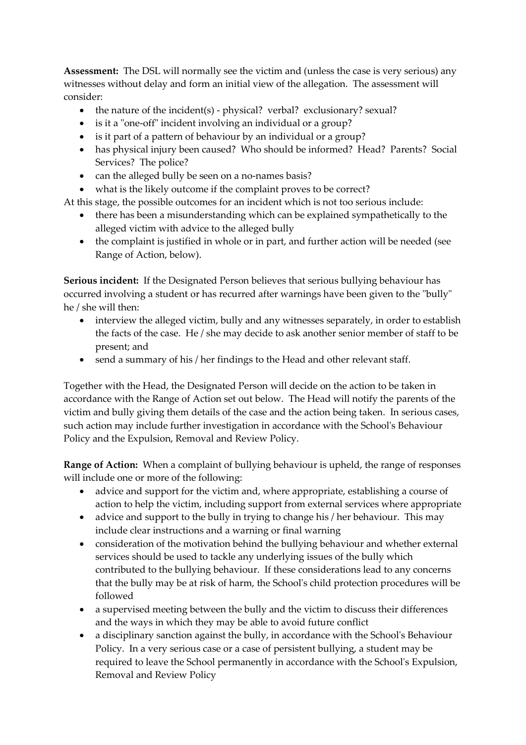**Assessment:** The DSL will normally see the victim and (unless the case is very serious) any witnesses without delay and form an initial view of the allegation. The assessment will consider:

- the nature of the incident(s) - physical? verbal? exclusionary? sexual?
- is it a "one-off" incident involving an individual or a group?
- is it part of a pattern of behaviour by an individual or a group?
- has physical injury been caused? Who should be informed? Head? Parents? Social Services? The police?
- can the alleged bully be seen on a no-names basis?
- what is the likely outcome if the complaint proves to be correct?

At this stage, the possible outcomes for an incident which is not too serious include:

- there has been a misunderstanding which can be explained sympathetically to the alleged victim with advice to the alleged bully
- the complaint is justified in whole or in part, and further action will be needed (see Range of Action, below).

**Serious incident:** If the Designated Person believes that serious bullying behaviour has occurred involving a student or has recurred after warnings have been given to the "bully" he / she will then:

- interview the alleged victim, bully and any witnesses separately, in order to establish the facts of the case. He / she may decide to ask another senior member of staff to be present; and
- send a summary of his / her findings to the Head and other relevant staff.

Together with the Head, the Designated Person will decide on the action to be taken in accordance with the Range of Action set out below. The Head will notify the parents of the victim and bully giving them details of the case and the action being taken. In serious cases, such action may include further investigation in accordance with the School's Behaviour Policy and the Expulsion, Removal and Review Policy.

**Range of Action:** When a complaint of bullying behaviour is upheld, the range of responses will include one or more of the following:

- advice and support for the victim and, where appropriate, establishing a course of action to help the victim, including support from external services where appropriate
- advice and support to the bully in trying to change his / her behaviour. This may include clear instructions and a warning or final warning
- consideration of the motivation behind the bullying behaviour and whether external services should be used to tackle any underlying issues of the bully which contributed to the bullying behaviour. If these considerations lead to any concerns that the bully may be at risk of harm, the School's child protection procedures will be followed
- a supervised meeting between the bully and the victim to discuss their differences and the ways in which they may be able to avoid future conflict
- a disciplinary sanction against the bully, in accordance with the School's Behaviour Policy. In a very serious case or a case of persistent bullying, a student may be required to leave the School permanently in accordance with the School's Expulsion, Removal and Review Policy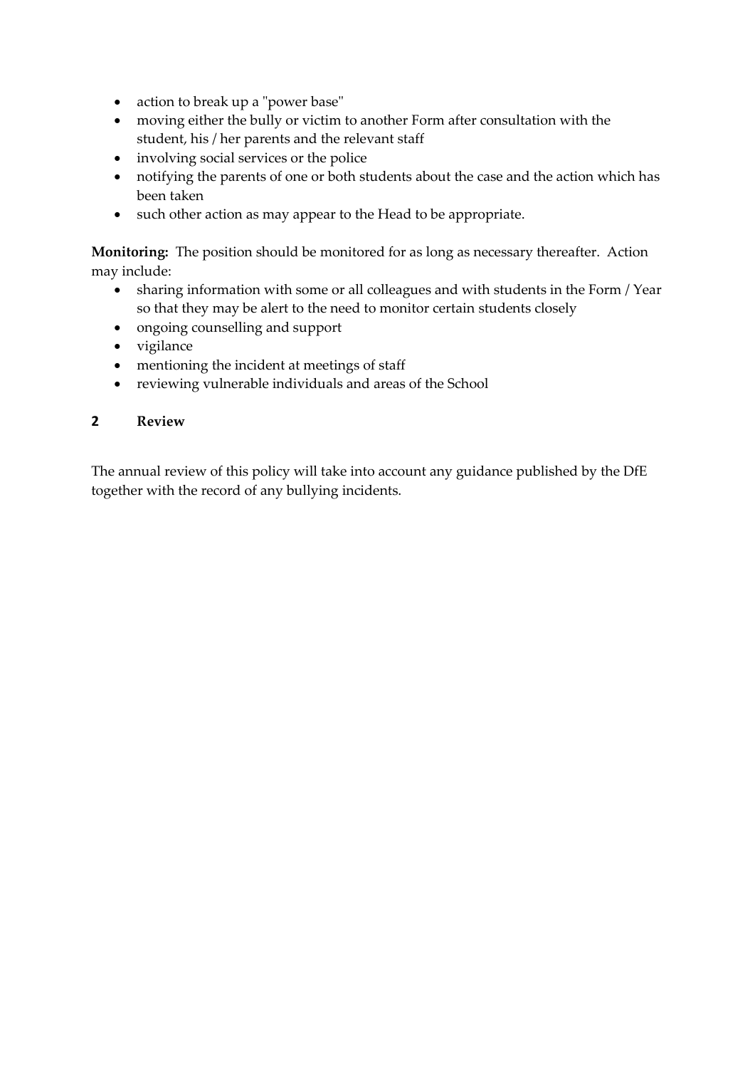- action to break up a "power base"
- moving either the bully or victim to another Form after consultation with the student, his / her parents and the relevant staff
- involving social services or the police
- notifying the parents of one or both students about the case and the action which has been taken
- such other action as may appear to the Head to be appropriate.

**Monitoring:** The position should be monitored for as long as necessary thereafter. Action may include:

- sharing information with some or all colleagues and with students in the Form / Year so that they may be alert to the need to monitor certain students closely
- ongoing counselling and support
- vigilance
- mentioning the incident at meetings of staff
- reviewing vulnerable individuals and areas of the School

## 2 Review

The annual review of this policy will take into account any guidance published by the DfE together with the record of any bullying incidents.